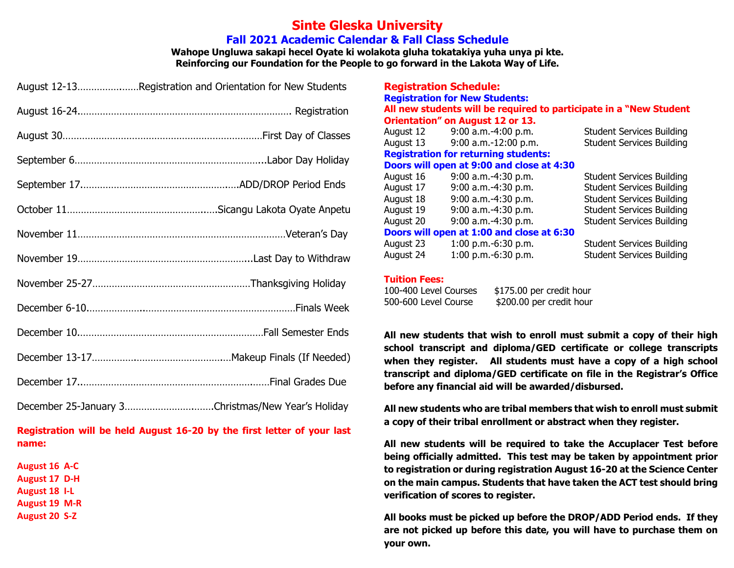# Sinte Gleska University

## Fall 2021 Academic Calendar & Fall Class Schedule

**Wahope Ungluwa sakapi hecel Oyate ki wolakota gluha tokatakiya yuha unya pi kte.**
**Reinforcing our Foundation for the People to go forward in the Lakota Way of Life.**

| Date | Event |
|---|---|
| August 12-13 | Registration and Orientation for New Students |
| August 16-24 | Registration |
| August 30 | First Day of Classes |
| September 6 | Labor Day Holiday |
| September 17 | ADD/DROP Period Ends |
| October 11 | Sicangu Lakota Oyate Anpetu |
| November 11 | Veteran's Day |
| November 19 | Last Day to Withdraw |
| November 25-27 | Thanksgiving Holiday |
| December 6-10 | Finals Week |
| December 10 | Fall Semester Ends |
| December 13-17 | Makeup Finals (If Needed) |
| December 17 | Final Grades Due |
| December 25-January 3 | Christmas/New Year's Holiday |

**Registration will be held August 16-20 by the first letter of your last name:**

**August 16 A-C**
**August 17 D-H**
**August 18 I-L**
**August 19 M-R**
**August 20 S-Z**

## Registration Schedule:

### Registration for New Students:

**All new students will be required to participate in a "New Student Orientation" on August 12 or 13.**

| Date | Time | Location |
|---|---|---|
| August 12 | 9:00 a.m.-4:00 p.m. | Student Services Building |
| August 13 | 9:00 a.m.-12:00 p.m. | Student Services Building |

### Registration for returning students:

**Doors will open at 9:00 and close at 4:30**

| Date | Time | Location |
|---|---|---|
| August 16 | 9:00 a.m.-4:30 p.m. | Student Services Building |
| August 17 | 9:00 a.m.-4:30 p.m. | Student Services Building |
| August 18 | 9:00 a.m.-4:30 p.m. | Student Services Building |
| August 19 | 9:00 a.m.-4:30 p.m. | Student Services Building |
| August 20 | 9:00 a.m.-4:30 p.m. | Student Services Building |

**Doors will open at 1:00 and close at 6:30**

| Date | Time | Location |
|---|---|---|
| August 23 | 1:00 p.m.-6:30 p.m. | Student Services Building |
| August 24 | 1:00 p.m.-6:30 p.m. | Student Services Building |

## Tuition Fees:

| Level | Fee |
|---|---|
| 100-400 Level Courses | $175.00 per credit hour |
| 500-600 Level Course | $200.00 per credit hour |

**All new students that wish to enroll must submit a copy of their high school transcript and diploma/GED certificate or college transcripts when they register. All students must have a copy of a high school transcript and diploma/GED certificate on file in the Registrar's Office before any financial aid will be awarded/disbursed.**

**All new students who are tribal members that wish to enroll must submit a copy of their tribal enrollment or abstract when they register.**

**All new students will be required to take the Accuplacer Test before being officially admitted. This test may be taken by appointment prior to registration or during registration August 16-20 at the Science Center on the main campus. Students that have taken the ACT test should bring verification of scores to register.**

**All books must be picked up before the DROP/ADD Period ends. If they are not picked up before this date, you will have to purchase them on your own.**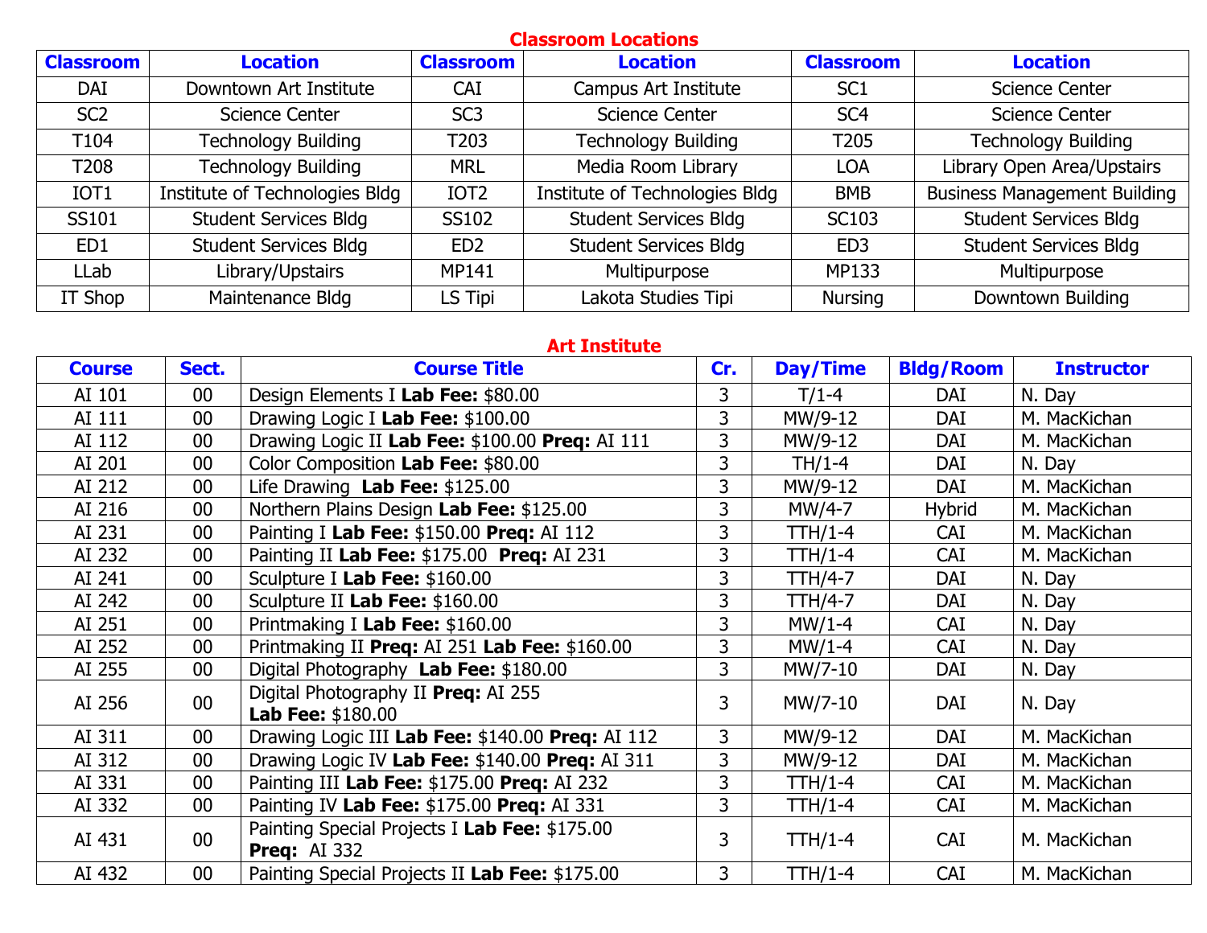## Classroom Locations

| Classroom | Location | Classroom | Location | Classroom | Location |
|---|---|---|---|---|---|
| DAI | Downtown Art Institute | CAI | Campus Art Institute | SC1 | Science Center |
| SC2 | Science Center | SC3 | Science Center | SC4 | Science Center |
| T104 | Technology Building | T203 | Technology Building | T205 | Technology Building |
| T208 | Technology Building | MRL | Media Room Library | LOA | Library Open Area/Upstairs |
| IOT1 | Institute of Technologies Bldg | IOT2 | Institute of Technologies Bldg | BMB | Business Management Building |
| SS101 | Student Services Bldg | SS102 | Student Services Bldg | SC103 | Student Services Bldg |
| ED1 | Student Services Bldg | ED2 | Student Services Bldg | ED3 | Student Services Bldg |
| LLab | Library/Upstairs | MP141 | Multipurpose | MP133 | Multipurpose |
| IT Shop | Maintenance Bldg | LS Tipi | Lakota Studies Tipi | Nursing | Downtown Building |

## Art Institute

| Course | Sect. | Course Title | Cr. | Day/Time | Bldg/Room | Instructor |
|---|---|---|---|---|---|---|
| AI 101 | 00 | Design Elements I **Lab Fee:** $80.00 | 3 | T/1-4 | DAI | N. Day |
| AI 111 | 00 | Drawing Logic I **Lab Fee:** $100.00 | 3 | MW/9-12 | DAI | M. MacKichan |
| AI 112 | 00 | Drawing Logic II **Lab Fee:** $100.00 **Preq:** AI 111 | 3 | MW/9-12 | DAI | M. MacKichan |
| AI 201 | 00 | Color Composition **Lab Fee:** $80.00 | 3 | TH/1-4 | DAI | N. Day |
| AI 212 | 00 | Life Drawing **Lab Fee:** $125.00 | 3 | MW/9-12 | DAI | M. MacKichan |
| AI 216 | 00 | Northern Plains Design **Lab Fee:** $125.00 | 3 | MW/4-7 | Hybrid | M. MacKichan |
| AI 231 | 00 | Painting I **Lab Fee:** $150.00 **Preq:** AI 112 | 3 | TTH/1-4 | CAI | M. MacKichan |
| AI 232 | 00 | Painting II **Lab Fee:** $175.00 **Preq:** AI 231 | 3 | TTH/1-4 | CAI | M. MacKichan |
| AI 241 | 00 | Sculpture I **Lab Fee:** $160.00 | 3 | TTH/4-7 | DAI | N. Day |
| AI 242 | 00 | Sculpture II **Lab Fee:** $160.00 | 3 | TTH/4-7 | DAI | N. Day |
| AI 251 | 00 | Printmaking I **Lab Fee:** $160.00 | 3 | MW/1-4 | CAI | N. Day |
| AI 252 | 00 | Printmaking II **Preq:** AI 251 **Lab Fee:** $160.00 | 3 | MW/1-4 | CAI | N. Day |
| AI 255 | 00 | Digital Photography **Lab Fee:** $180.00 | 3 | MW/7-10 | DAI | N. Day |
| AI 256 | 00 | Digital Photography II **Preq:** AI 255 **Lab Fee:** $180.00 | 3 | MW/7-10 | DAI | N. Day |
| AI 311 | 00 | Drawing Logic III **Lab Fee:** $140.00 **Preq:** AI 112 | 3 | MW/9-12 | DAI | M. MacKichan |
| AI 312 | 00 | Drawing Logic IV **Lab Fee:** $140.00 **Preq:** AI 311 | 3 | MW/9-12 | DAI | M. MacKichan |
| AI 331 | 00 | Painting III **Lab Fee:** $175.00 **Preq:** AI 232 | 3 | TTH/1-4 | CAI | M. MacKichan |
| AI 332 | 00 | Painting IV **Lab Fee:** $175.00 **Preq:** AI 331 | 3 | TTH/1-4 | CAI | M. MacKichan |
| AI 431 | 00 | Painting Special Projects I **Lab Fee:** $175.00 **Preq:** AI 332 | 3 | TTH/1-4 | CAI | M. MacKichan |
| AI 432 | 00 | Painting Special Projects II **Lab Fee:** $175.00 | 3 | TTH/1-4 | CAI | M. MacKichan |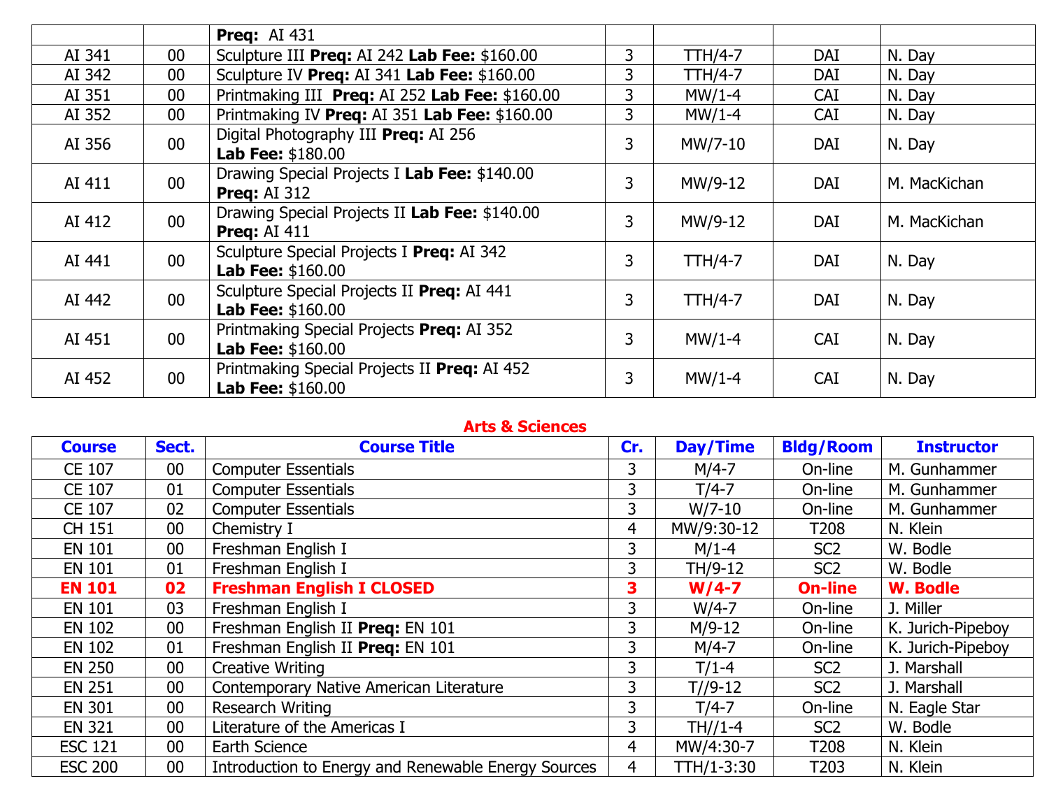| | | **Preq:** AI 431 | | | | |
|---|---|---|---|---|---|---|
| AI 341 | 00 | Sculpture III **Preq:** AI 242 **Lab Fee:** $160.00 | 3 | TTH/4-7 | DAI | N. Day |
| AI 342 | 00 | Sculpture IV **Preq:** AI 341 **Lab Fee:** $160.00 | 3 | TTH/4-7 | DAI | N. Day |
| AI 351 | 00 | Printmaking III **Preq:** AI 252 **Lab Fee:** $160.00 | 3 | MW/1-4 | CAI | N. Day |
| AI 352 | 00 | Printmaking IV **Preq:** AI 351 **Lab Fee:** $160.00 | 3 | MW/1-4 | CAI | N. Day |
| AI 356 | 00 | Digital Photography III **Preq:** AI 256 **Lab Fee:** $180.00 | 3 | MW/7-10 | DAI | N. Day |
| AI 411 | 00 | Drawing Special Projects I **Lab Fee:** $140.00 **Preq:** AI 312 | 3 | MW/9-12 | DAI | M. MacKichan |
| AI 412 | 00 | Drawing Special Projects II **Lab Fee:** $140.00 **Preq:** AI 411 | 3 | MW/9-12 | DAI | M. MacKichan |
| AI 441 | 00 | Sculpture Special Projects I **Preq:** AI 342 **Lab Fee:** $160.00 | 3 | TTH/4-7 | DAI | N. Day |
| AI 442 | 00 | Sculpture Special Projects II **Preq:** AI 441 **Lab Fee:** $160.00 | 3 | TTH/4-7 | DAI | N. Day |
| AI 451 | 00 | Printmaking Special Projects **Preq:** AI 352 **Lab Fee:** $160.00 | 3 | MW/1-4 | CAI | N. Day |
| AI 452 | 00 | Printmaking Special Projects II **Preq:** AI 452 **Lab Fee:** $160.00 | 3 | MW/1-4 | CAI | N. Day |

## Arts & Sciences

| Course | Sect. | Course Title | Cr. | Day/Time | Bldg/Room | Instructor |
|---|---|---|---|---|---|---|
| CE 107 | 00 | Computer Essentials | 3 | M/4-7 | On-line | M. Gunhammer |
| CE 107 | 01 | Computer Essentials | 3 | T/4-7 | On-line | M. Gunhammer |
| CE 107 | 02 | Computer Essentials | 3 | W/7-10 | On-line | M. Gunhammer |
| CH 151 | 00 | Chemistry I | 4 | MW/9:30-12 | T208 | N. Klein |
| EN 101 | 00 | Freshman English I | 3 | M/1-4 | SC2 | W. Bodle |
| EN 101 | 01 | Freshman English I | 3 | TH/9-12 | SC2 | W. Bodle |
| **EN 101** | **02** | **Freshman English I CLOSED** | **3** | **W/4-7** | **On-line** | **W. Bodle** |
| EN 101 | 03 | Freshman English I | 3 | W/4-7 | On-line | J. Miller |
| EN 102 | 00 | Freshman English II **Preq:** EN 101 | 3 | M/9-12 | On-line | K. Jurich-Pipeboy |
| EN 102 | 01 | Freshman English II **Preq:** EN 101 | 3 | M/4-7 | On-line | K. Jurich-Pipeboy |
| EN 250 | 00 | Creative Writing | 3 | T/1-4 | SC2 | J. Marshall |
| EN 251 | 00 | Contemporary Native American Literature | 3 | T//9-12 | SC2 | J. Marshall |
| EN 301 | 00 | Research Writing | 3 | T/4-7 | On-line | N. Eagle Star |
| EN 321 | 00 | Literature of the Americas I | 3 | TH//1-4 | SC2 | W. Bodle |
| ESC 121 | 00 | Earth Science | 4 | MW/4:30-7 | T208 | N. Klein |
| ESC 200 | 00 | Introduction to Energy and Renewable Energy Sources | 4 | TTH/1-3:30 | T203 | N. Klein |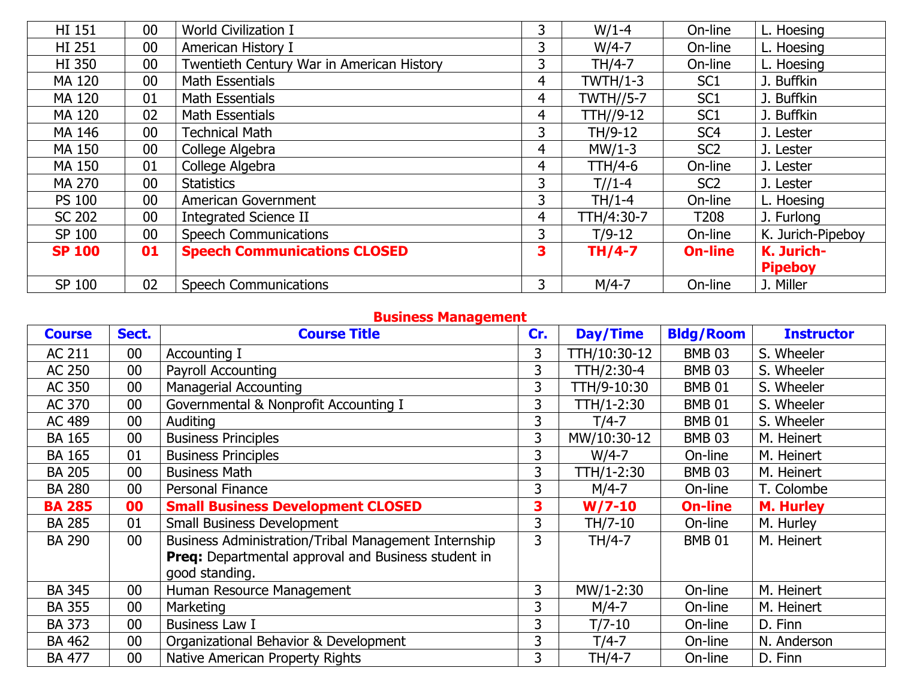| | | | | | | |
|---|---|---|---|---|---|---|
| HI 151 | 00 | World Civilization I | 3 | W/1-4 | On-line | L. Hoesing |
| HI 251 | 00 | American History I | 3 | W/4-7 | On-line | L. Hoesing |
| HI 350 | 00 | Twentieth Century War in American History | 3 | TH/4-7 | On-line | L. Hoesing |
| MA 120 | 00 | Math Essentials | 4 | TWTH/1-3 | SC1 | J. Buffkin |
| MA 120 | 01 | Math Essentials | 4 | TWTH//5-7 | SC1 | J. Buffkin |
| MA 120 | 02 | Math Essentials | 4 | TTH//9-12 | SC1 | J. Buffkin |
| MA 146 | 00 | Technical Math | 3 | TH/9-12 | SC4 | J. Lester |
| MA 150 | 00 | College Algebra | 4 | MW/1-3 | SC2 | J. Lester |
| MA 150 | 01 | College Algebra | 4 | TTH/4-6 | On-line | J. Lester |
| MA 270 | 00 | Statistics | 3 | T//1-4 | SC2 | J. Lester |
| PS 100 | 00 | American Government | 3 | TH/1-4 | On-line | L. Hoesing |
| SC 202 | 00 | Integrated Science II | 4 | TTH/4:30-7 | T208 | J. Furlong |
| SP 100 | 00 | Speech Communications | 3 | T/9-12 | On-line | K. Jurich-Pipeboy |
| **SP 100** | **01** | **Speech Communications CLOSED** | **3** | **TH/4-7** | **On-line** | **K. Jurich-Pipeboy** |
| SP 100 | 02 | Speech Communications | 3 | M/4-7 | On-line | J. Miller |

## Business Management

| Course | Sect. | Course Title | Cr. | Day/Time | Bldg/Room | Instructor |
|---|---|---|---|---|---|---|
| AC 211 | 00 | Accounting I | 3 | TTH/10:30-12 | BMB 03 | S. Wheeler |
| AC 250 | 00 | Payroll Accounting | 3 | TTH/2:30-4 | BMB 03 | S. Wheeler |
| AC 350 | 00 | Managerial Accounting | 3 | TTH/9-10:30 | BMB 01 | S. Wheeler |
| AC 370 | 00 | Governmental & Nonprofit Accounting I | 3 | TTH/1-2:30 | BMB 01 | S. Wheeler |
| AC 489 | 00 | Auditing | 3 | T/4-7 | BMB 01 | S. Wheeler |
| BA 165 | 00 | Business Principles | 3 | MW/10:30-12 | BMB 03 | M. Heinert |
| BA 165 | 01 | Business Principles | 3 | W/4-7 | On-line | M. Heinert |
| BA 205 | 00 | Business Math | 3 | TTH/1-2:30 | BMB 03 | M. Heinert |
| BA 280 | 00 | Personal Finance | 3 | M/4-7 | On-line | T. Colombe |
| **BA 285** | **00** | **Small Business Development CLOSED** | **3** | **W/7-10** | **On-line** | **M. Hurley** |
| BA 285 | 01 | Small Business Development | 3 | TH/7-10 | On-line | M. Hurley |
| BA 290 | 00 | Business Administration/Tribal Management Internship **Preq:** Departmental approval and Business student in good standing. | 3 | TH/4-7 | BMB 01 | M. Heinert |
| BA 345 | 00 | Human Resource Management | 3 | MW/1-2:30 | On-line | M. Heinert |
| BA 355 | 00 | Marketing | 3 | M/4-7 | On-line | M. Heinert |
| BA 373 | 00 | Business Law I | 3 | T/7-10 | On-line | D. Finn |
| BA 462 | 00 | Organizational Behavior & Development | 3 | T/4-7 | On-line | N. Anderson |
| BA 477 | 00 | Native American Property Rights | 3 | TH/4-7 | On-line | D. Finn |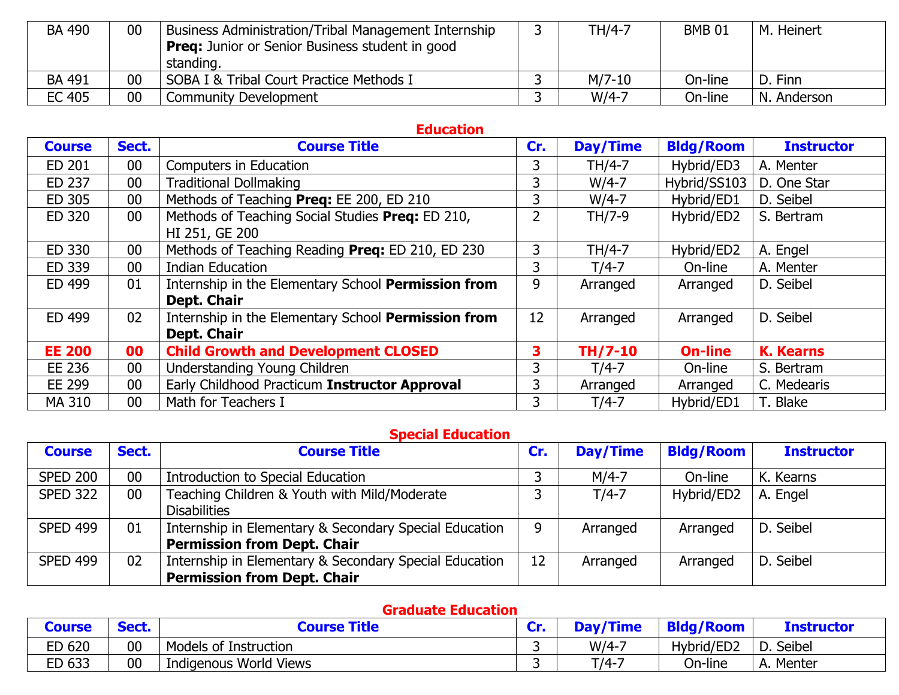| | | | | | | |
|---|---|---|---|---|---|---|
| BA 490 | 00 | Business Administration/Tribal Management Internship **Preq:** Junior or Senior Business student in good standing. | 3 | TH/4-7 | BMB 01 | M. Heinert |
| BA 491 | 00 | SOBA I & Tribal Court Practice Methods I | 3 | M/7-10 | On-line | D. Finn |
| EC 405 | 00 | Community Development | 3 | W/4-7 | On-line | N. Anderson |

## Education

| Course | Sect. | Course Title | Cr. | Day/Time | Bldg/Room | Instructor |
|---|---|---|---|---|---|---|
| ED 201 | 00 | Computers in Education | 3 | TH/4-7 | Hybrid/ED3 | A. Menter |
| ED 237 | 00 | Traditional Dollmaking | 3 | W/4-7 | Hybrid/SS103 | D. One Star |
| ED 305 | 00 | Methods of Teaching **Preq:** EE 200, ED 210 | 3 | W/4-7 | Hybrid/ED1 | D. Seibel |
| ED 320 | 00 | Methods of Teaching Social Studies **Preq:** ED 210, HI 251, GE 200 | 2 | TH/7-9 | Hybrid/ED2 | S. Bertram |
| ED 330 | 00 | Methods of Teaching Reading **Preq:** ED 210, ED 230 | 3 | TH/4-7 | Hybrid/ED2 | A. Engel |
| ED 339 | 00 | Indian Education | 3 | T/4-7 | On-line | A. Menter |
| ED 499 | 01 | Internship in the Elementary School **Permission from Dept. Chair** | 9 | Arranged | Arranged | D. Seibel |
| ED 499 | 02 | Internship in the Elementary School **Permission from Dept. Chair** | 12 | Arranged | Arranged | D. Seibel |
| **EE 200** | **00** | **Child Growth and Development CLOSED** | **3** | **TH/7-10** | **On-line** | **K. Kearns** |
| EE 236 | 00 | Understanding Young Children | 3 | T/4-7 | On-line | S. Bertram |
| EE 299 | 00 | Early Childhood Practicum **Instructor Approval** | 3 | Arranged | Arranged | C. Medearis |
| MA 310 | 00 | Math for Teachers I | 3 | T/4-7 | Hybrid/ED1 | T. Blake |

## Special Education

| Course | Sect. | Course Title | Cr. | Day/Time | Bldg/Room | Instructor |
|---|---|---|---|---|---|---|
| SPED 200 | 00 | Introduction to Special Education | 3 | M/4-7 | On-line | K. Kearns |
| SPED 322 | 00 | Teaching Children & Youth with Mild/Moderate Disabilities | 3 | T/4-7 | Hybrid/ED2 | A. Engel |
| SPED 499 | 01 | Internship in Elementary & Secondary Special Education **Permission from Dept. Chair** | 9 | Arranged | Arranged | D. Seibel |
| SPED 499 | 02 | Internship in Elementary & Secondary Special Education **Permission from Dept. Chair** | 12 | Arranged | Arranged | D. Seibel |

## Graduate Education

| Course | Sect. | Course Title | Cr. | Day/Time | Bldg/Room | Instructor |
|---|---|---|---|---|---|---|
| ED 620 | 00 | Models of Instruction | 3 | W/4-7 | Hybrid/ED2 | D. Seibel |
| ED 633 | 00 | Indigenous World Views | 3 | T/4-7 | On-line | A. Menter |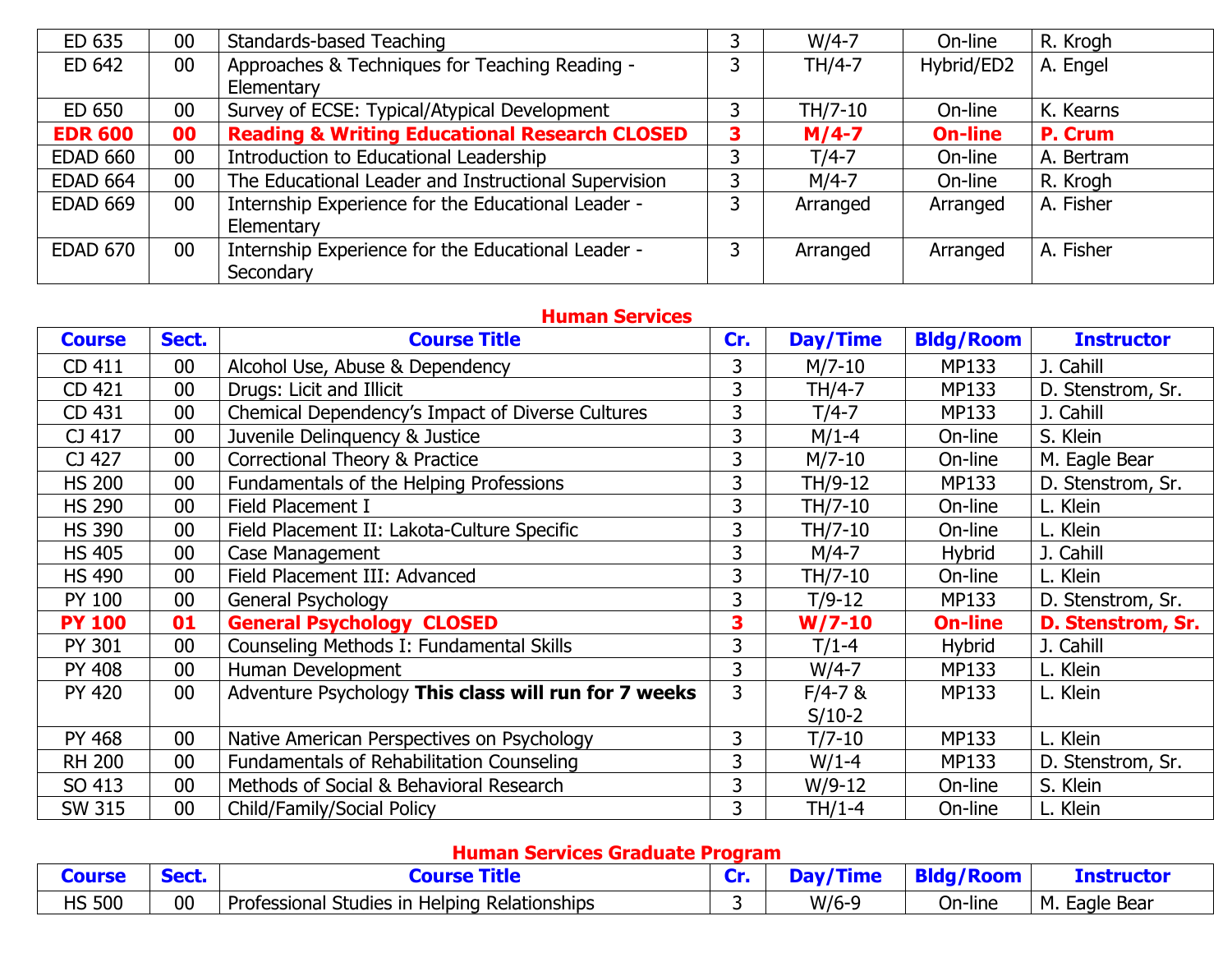| ED 635 | 00 | Standards-based Teaching | 3 | W/4-7 | On-line | R. Krogh |
|---|---|---|---|---|---|---|
| ED 642 | 00 | Approaches & Techniques for Teaching Reading - Elementary | 3 | TH/4-7 | Hybrid/ED2 | A. Engel |
| ED 650 | 00 | Survey of ECSE: Typical/Atypical Development | 3 | TH/7-10 | On-line | K. Kearns |
| **EDR 600** | **00** | **Reading & Writing Educational Research CLOSED** | **3** | **M/4-7** | **On-line** | **P. Crum** |
| EDAD 660 | 00 | Introduction to Educational Leadership | 3 | T/4-7 | On-line | A. Bertram |
| EDAD 664 | 00 | The Educational Leader and Instructional Supervision | 3 | M/4-7 | On-line | R. Krogh |
| EDAD 669 | 00 | Internship Experience for the Educational Leader - Elementary | 3 | Arranged | Arranged | A. Fisher |
| EDAD 670 | 00 | Internship Experience for the Educational Leader - Secondary | 3 | Arranged | Arranged | A. Fisher |

## Human Services

| Course | Sect. | Course Title | Cr. | Day/Time | Bldg/Room | Instructor |
|---|---|---|---|---|---|---|
| CD 411 | 00 | Alcohol Use, Abuse & Dependency | 3 | M/7-10 | MP133 | J. Cahill |
| CD 421 | 00 | Drugs: Licit and Illicit | 3 | TH/4-7 | MP133 | D. Stenstrom, Sr. |
| CD 431 | 00 | Chemical Dependency's Impact of Diverse Cultures | 3 | T/4-7 | MP133 | J. Cahill |
| CJ 417 | 00 | Juvenile Delinquency & Justice | 3 | M/1-4 | On-line | S. Klein |
| CJ 427 | 00 | Correctional Theory & Practice | 3 | M/7-10 | On-line | M. Eagle Bear |
| HS 200 | 00 | Fundamentals of the Helping Professions | 3 | TH/9-12 | MP133 | D. Stenstrom, Sr. |
| HS 290 | 00 | Field Placement I | 3 | TH/7-10 | On-line | L. Klein |
| HS 390 | 00 | Field Placement II: Lakota-Culture Specific | 3 | TH/7-10 | On-line | L. Klein |
| HS 405 | 00 | Case Management | 3 | M/4-7 | Hybrid | J. Cahill |
| HS 490 | 00 | Field Placement III: Advanced | 3 | TH/7-10 | On-line | L. Klein |
| PY 100 | 00 | General Psychology | 3 | T/9-12 | MP133 | D. Stenstrom, Sr. |
| **PY 100** | **01** | **General Psychology CLOSED** | **3** | **W/7-10** | **On-line** | **D. Stenstrom, Sr.** |
| PY 301 | 00 | Counseling Methods I: Fundamental Skills | 3 | T/1-4 | Hybrid | J. Cahill |
| PY 408 | 00 | Human Development | 3 | W/4-7 | MP133 | L. Klein |
| PY 420 | 00 | Adventure Psychology **This class will run for 7 weeks** | 3 | F/4-7 & S/10-2 | MP133 | L. Klein |
| PY 468 | 00 | Native American Perspectives on Psychology | 3 | T/7-10 | MP133 | L. Klein |
| RH 200 | 00 | Fundamentals of Rehabilitation Counseling | 3 | W/1-4 | MP133 | D. Stenstrom, Sr. |
| SO 413 | 00 | Methods of Social & Behavioral Research | 3 | W/9-12 | On-line | S. Klein |
| SW 315 | 00 | Child/Family/Social Policy | 3 | TH/1-4 | On-line | L. Klein |

## Human Services Graduate Program

| Course | Sect. | Course Title | Cr. | Day/Time | Bldg/Room | Instructor |
|---|---|---|---|---|---|---|
| HS 500 | 00 | Professional Studies in Helping Relationships | 3 | W/6-9 | On-line | M. Eagle Bear |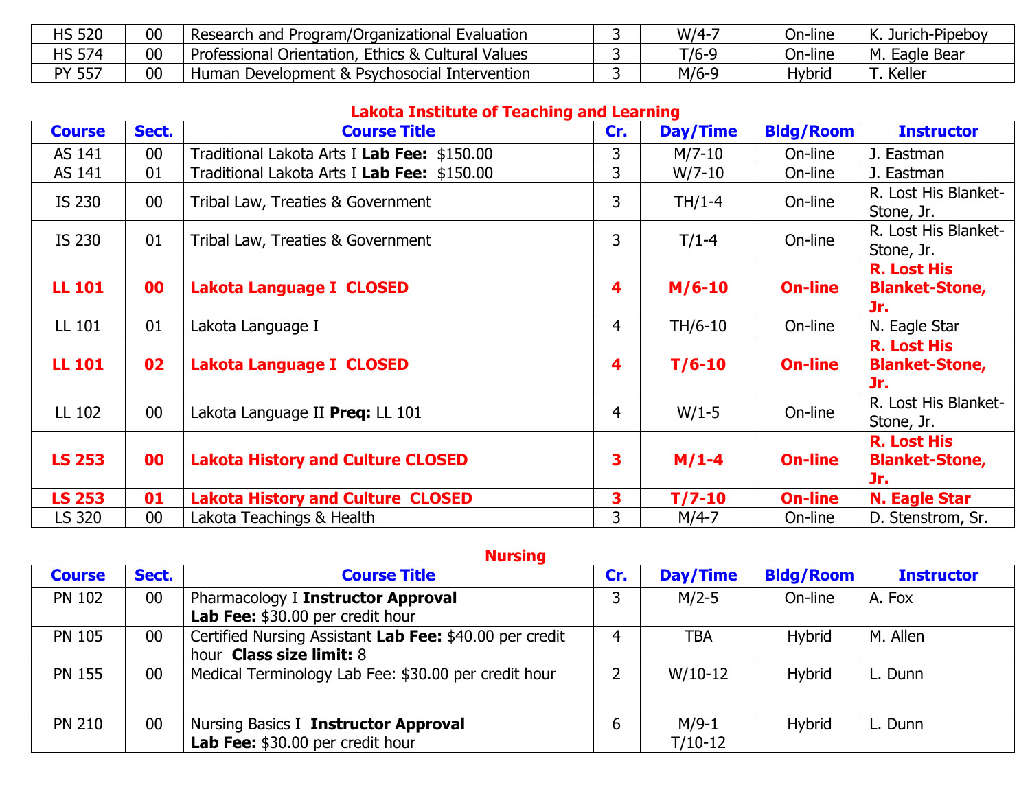| HS 520 | 00 | Research and Program/Organizational Evaluation | 3 | W/4-7 | On-line | K. Jurich-Pipeboy |
|---|---|---|---|---|---|---|
| HS 574 | 00 | Professional Orientation, Ethics & Cultural Values | 3 | T/6-9 | On-line | M. Eagle Bear |
| PY 557 | 00 | Human Development & Psychosocial Intervention | 3 | M/6-9 | Hybrid | T. Keller |

## Lakota Institute of Teaching and Learning

| Course | Sect. | Course Title | Cr. | Day/Time | Bldg/Room | Instructor |
|---|---|---|---|---|---|---|
| AS 141 | 00 | Traditional Lakota Arts I **Lab Fee:** $150.00 | 3 | M/7-10 | On-line | J. Eastman |
| AS 141 | 01 | Traditional Lakota Arts I **Lab Fee:** $150.00 | 3 | W/7-10 | On-line | J. Eastman |
| IS 230 | 00 | Tribal Law, Treaties & Government | 3 | TH/1-4 | On-line | R. Lost His Blanket-Stone, Jr. |
| IS 230 | 01 | Tribal Law, Treaties & Government | 3 | T/1-4 | On-line | R. Lost His Blanket-Stone, Jr. |
| **LL 101** | **00** | **Lakota Language I CLOSED** | **4** | **M/6-10** | **On-line** | **R. Lost His Blanket-Stone, Jr.** |
| LL 101 | 01 | Lakota Language I | 4 | TH/6-10 | On-line | N. Eagle Star |
| **LL 101** | **02** | **Lakota Language I CLOSED** | **4** | **T/6-10** | **On-line** | **R. Lost His Blanket-Stone, Jr.** |
| LL 102 | 00 | Lakota Language II **Preq:** LL 101 | 4 | W/1-5 | On-line | R. Lost His Blanket-Stone, Jr. |
| **LS 253** | **00** | **Lakota History and Culture CLOSED** | **3** | **M/1-4** | **On-line** | **R. Lost His Blanket-Stone, Jr.** |
| **LS 253** | **01** | **Lakota History and Culture CLOSED** | **3** | **T/7-10** | **On-line** | **N. Eagle Star** |
| LS 320 | 00 | Lakota Teachings & Health | 3 | M/4-7 | On-line | D. Stenstrom, Sr. |

## Nursing

| Course | Sect. | Course Title | Cr. | Day/Time | Bldg/Room | Instructor |
|---|---|---|---|---|---|---|
| PN 102 | 00 | Pharmacology I **Instructor Approval** **Lab Fee:** $30.00 per credit hour | 3 | M/2-5 | On-line | A. Fox |
| PN 105 | 00 | Certified Nursing Assistant **Lab Fee:** $40.00 per credit hour **Class size limit:** 8 | 4 | TBA | Hybrid | M. Allen |
| PN 155 | 00 | Medical Terminology Lab Fee: $30.00 per credit hour | 2 | W/10-12 | Hybrid | L. Dunn |
| PN 210 | 00 | Nursing Basics I **Instructor Approval** **Lab Fee:** $30.00 per credit hour | 6 | M/9-1 T/10-12 | Hybrid | L. Dunn |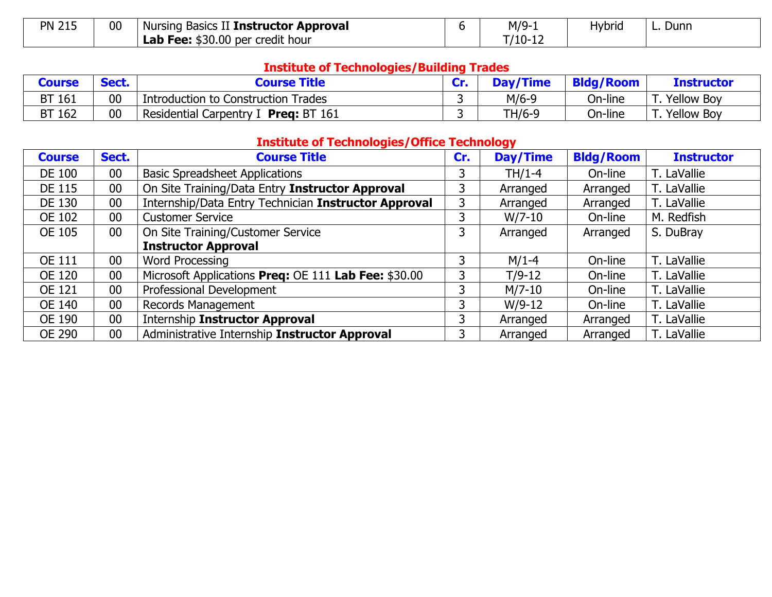| | | | | | | |
|---|---|---|---|---|---|---|
| PN 215 | 00 | Nursing Basics II **Instructor Approval** **Lab Fee:** $30.00 per credit hour | 6 | M/9-1 T/10-12 | Hybrid | L. Dunn |

## Institute of Technologies/Building Trades

| Course | Sect. | Course Title | Cr. | Day/Time | Bldg/Room | Instructor |
|---|---|---|---|---|---|---|
| BT 161 | 00 | Introduction to Construction Trades | 3 | M/6-9 | On-line | T. Yellow Boy |
| BT 162 | 00 | Residential Carpentry I **Preq:** BT 161 | 3 | TH/6-9 | On-line | T. Yellow Boy |

## Institute of Technologies/Office Technology

| Course | Sect. | Course Title | Cr. | Day/Time | Bldg/Room | Instructor |
|---|---|---|---|---|---|---|
| DE 100 | 00 | Basic Spreadsheet Applications | 3 | TH/1-4 | On-line | T. LaVallie |
| DE 115 | 00 | On Site Training/Data Entry **Instructor Approval** | 3 | Arranged | Arranged | T. LaVallie |
| DE 130 | 00 | Internship/Data Entry Technician **Instructor Approval** | 3 | Arranged | Arranged | T. LaVallie |
| OE 102 | 00 | Customer Service | 3 | W/7-10 | On-line | M. Redfish |
| OE 105 | 00 | On Site Training/Customer Service **Instructor Approval** | 3 | Arranged | Arranged | S. DuBray |
| OE 111 | 00 | Word Processing | 3 | M/1-4 | On-line | T. LaVallie |
| OE 120 | 00 | Microsoft Applications **Preq:** OE 111 **Lab Fee:** $30.00 | 3 | T/9-12 | On-line | T. LaVallie |
| OE 121 | 00 | Professional Development | 3 | M/7-10 | On-line | T. LaVallie |
| OE 140 | 00 | Records Management | 3 | W/9-12 | On-line | T. LaVallie |
| OE 190 | 00 | Internship **Instructor Approval** | 3 | Arranged | Arranged | T. LaVallie |
| OE 290 | 00 | Administrative Internship **Instructor Approval** | 3 | Arranged | Arranged | T. LaVallie |